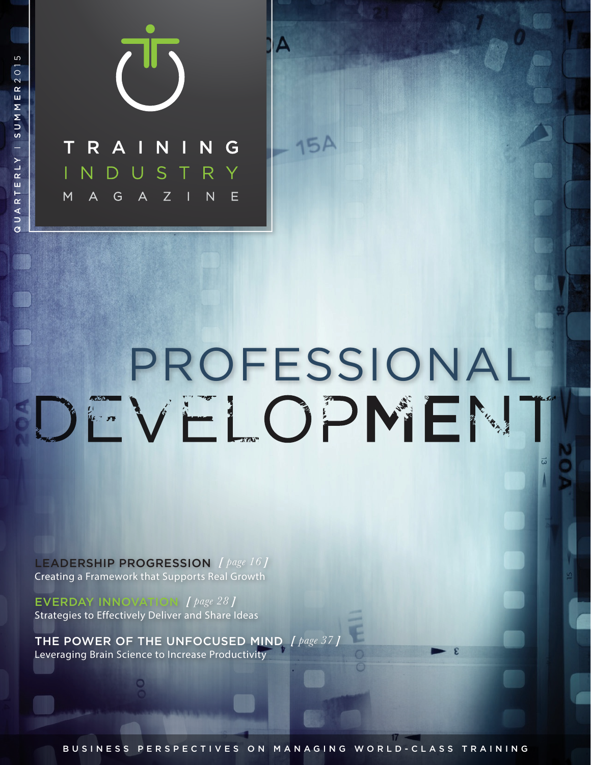QUARTERLY | SUMMER 2015

# TRAINING INDUSTRY MAGAZINE

# PROFESSIONAL DEVELOPMENT

**LEADERSHIP PROGRESSION** *[ page 16 ]*
Creating a Framework that Supports Real Growth

**EVERDAY INNOVATION** *[ page 28 ]*
Strategies to Effectively Deliver and Share Ideas

**THE POWER OF THE UNFOCUSED MIND** *[ page 37 ]*
Leveraging Brain Science to Increase Productivity

BUSINESS PERSPECTIVES ON MANAGING WORLD-CLASS TRAINING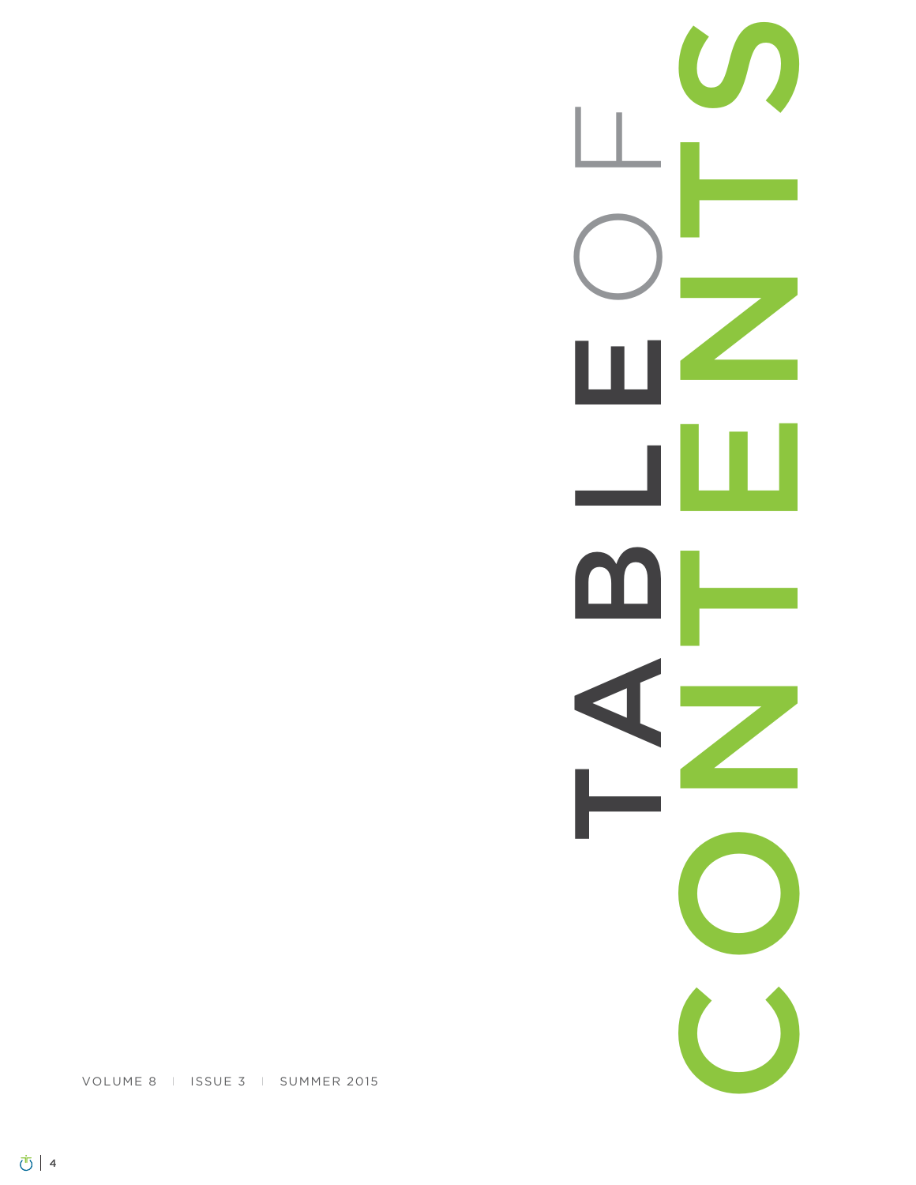# TABLE OF CONTENTS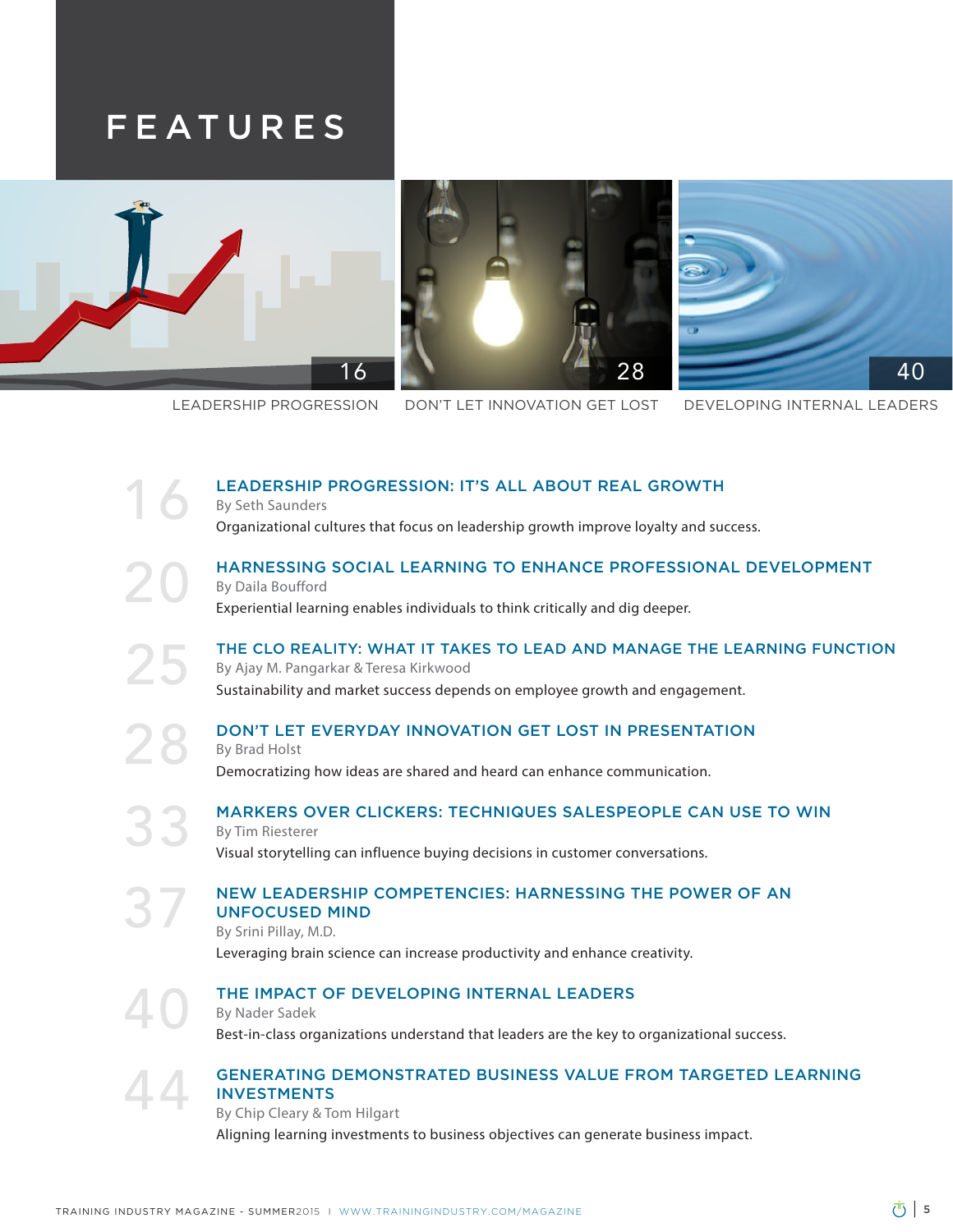# FEATURES

16 LEADERSHIP PROGRESSION

28 DON'T LET INNOVATION GET LOST

40 DEVELOPING INTERNAL LEADERS

## 16 LEADERSHIP PROGRESSION: IT'S ALL ABOUT REAL GROWTH

By Seth Saunders

Organizational cultures that focus on leadership growth improve loyalty and success.

## 20 HARNESSING SOCIAL LEARNING TO ENHANCE PROFESSIONAL DEVELOPMENT

By Daila Boufford

Experiential learning enables individuals to think critically and dig deeper.

## 25 THE CLO REALITY: WHAT IT TAKES TO LEAD AND MANAGE THE LEARNING FUNCTION

By Ajay M. Pangarkar & Teresa Kirkwood

Sustainability and market success depends on employee growth and engagement.

## 28 DON'T LET EVERYDAY INNOVATION GET LOST IN PRESENTATION

By Brad Holst

Democratizing how ideas are shared and heard can enhance communication.

## 33 MARKERS OVER CLICKERS: TECHNIQUES SALESPEOPLE CAN USE TO WIN

By Tim Riesterer

Visual storytelling can influence buying decisions in customer conversations.

## 37 NEW LEADERSHIP COMPETENCIES: HARNESSING THE POWER OF AN UNFOCUSED MIND

By Srini Pillay, M.D.

Leveraging brain science can increase productivity and enhance creativity.

## 40 THE IMPACT OF DEVELOPING INTERNAL LEADERS

By Nader Sadek

Best-in-class organizations understand that leaders are the key to organizational success.

## 44 GENERATING DEMONSTRATED BUSINESS VALUE FROM TARGETED LEARNING INVESTMENTS

By Chip Cleary & Tom Hilgart

Aligning learning investments to business objectives can generate business impact.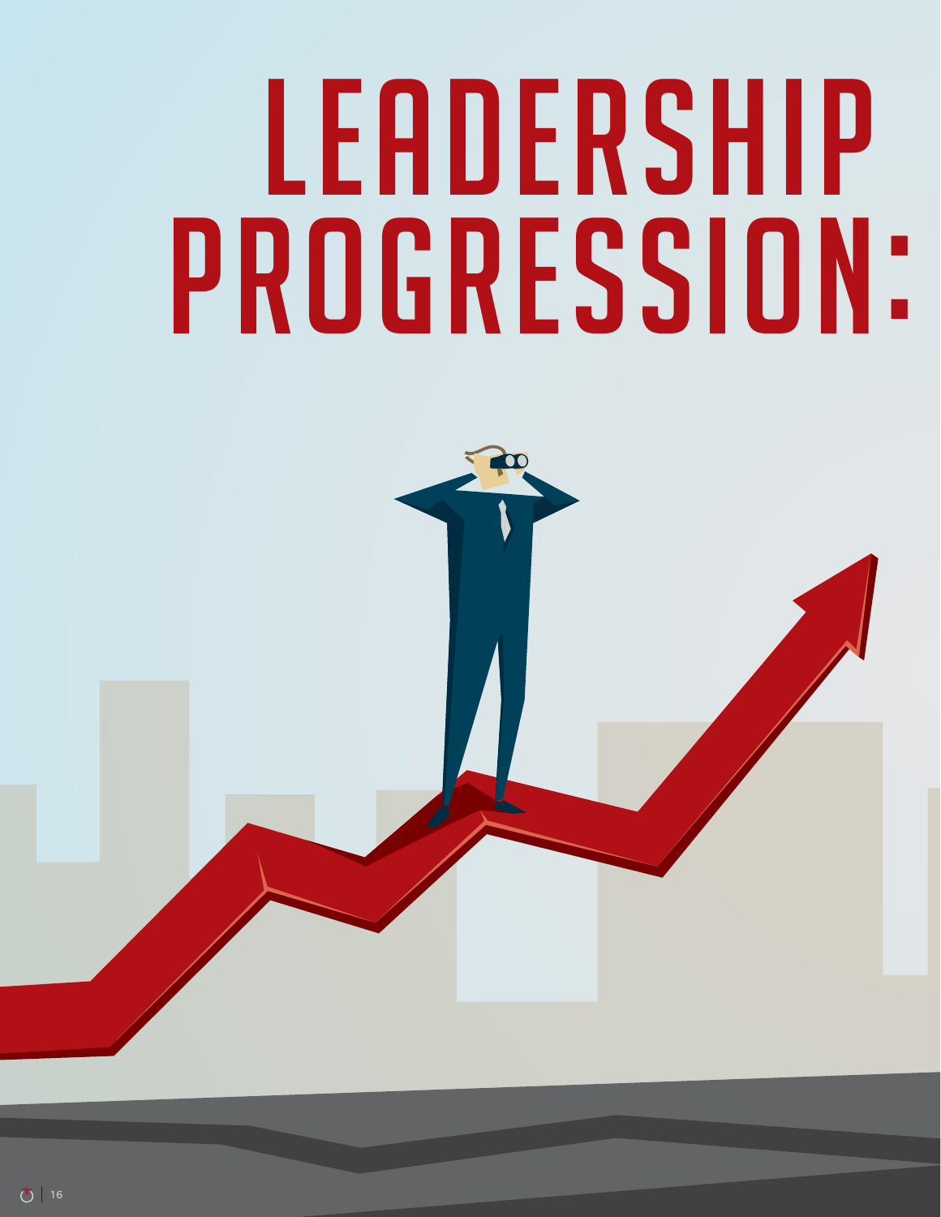# LEADERSHIP PROGRESSION: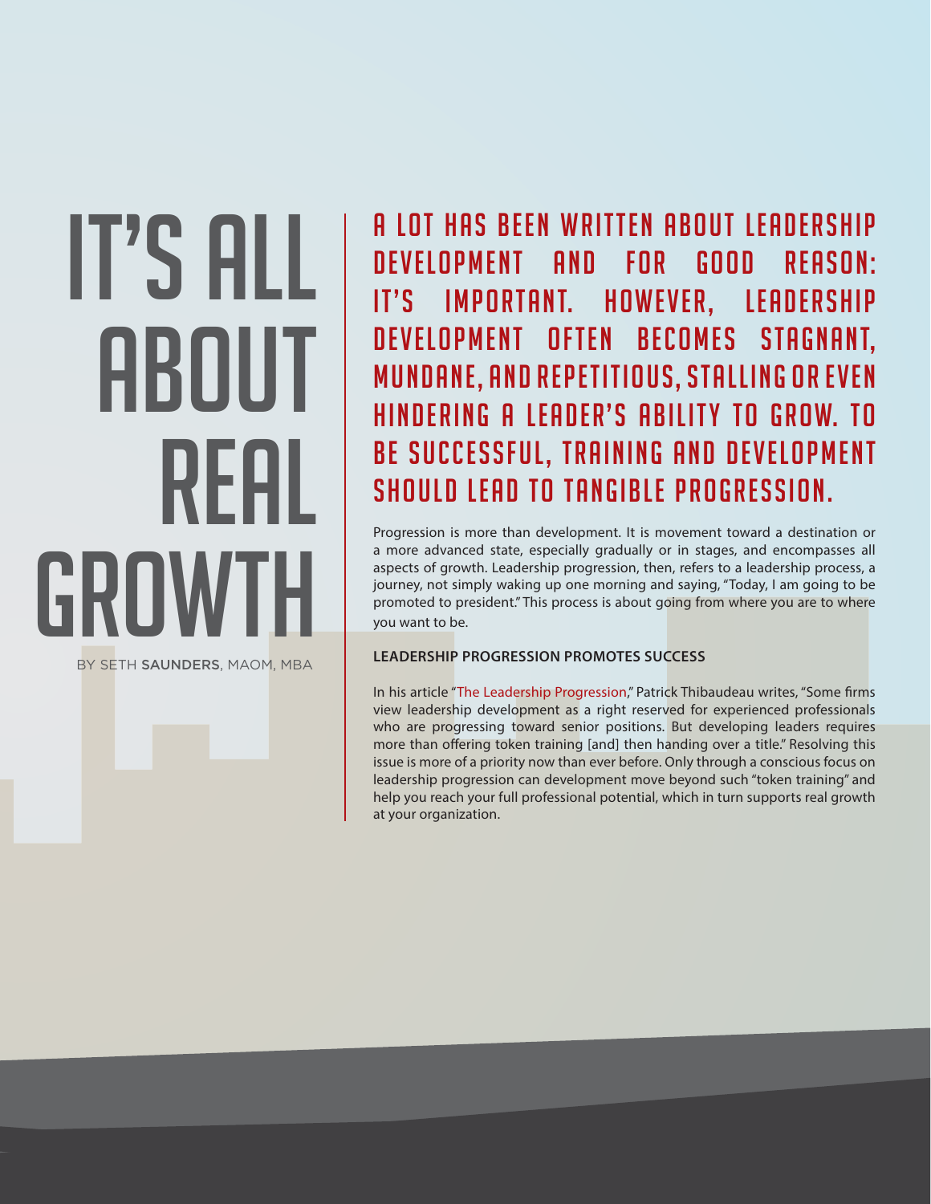# IT'S ALL ABOUT REAL GROWTH

BY SETH **SAUNDERS**, MAOM, MBA

## A LOT HAS BEEN WRITTEN ABOUT LEADERSHIP DEVELOPMENT AND FOR GOOD REASON: IT'S IMPORTANT. HOWEVER, LEADERSHIP DEVELOPMENT OFTEN BECOMES STAGNANT, MUNDANE, AND REPETITIOUS, STALLING OR EVEN HINDERING A LEADER'S ABILITY TO GROW. TO BE SUCCESSFUL, TRAINING AND DEVELOPMENT SHOULD LEAD TO TANGIBLE PROGRESSION.

Progression is more than development. It is movement toward a destination or a more advanced state, especially gradually or in stages, and encompasses all aspects of growth. Leadership progression, then, refers to a leadership process, a journey, not simply waking up one morning and saying, "Today, I am going to be promoted to president." This process is about going from where you are to where you want to be.

### LEADERSHIP PROGRESSION PROMOTES SUCCESS

In his article "The Leadership Progression," Patrick Thibaudeau writes, "Some firms view leadership development as a right reserved for experienced professionals who are progressing toward senior positions. But developing leaders requires more than offering token training [and] then handing over a title." Resolving this issue is more of a priority now than ever before. Only through a conscious focus on leadership progression can development move beyond such "token training" and help you reach your full professional potential, which in turn supports real growth at your organization.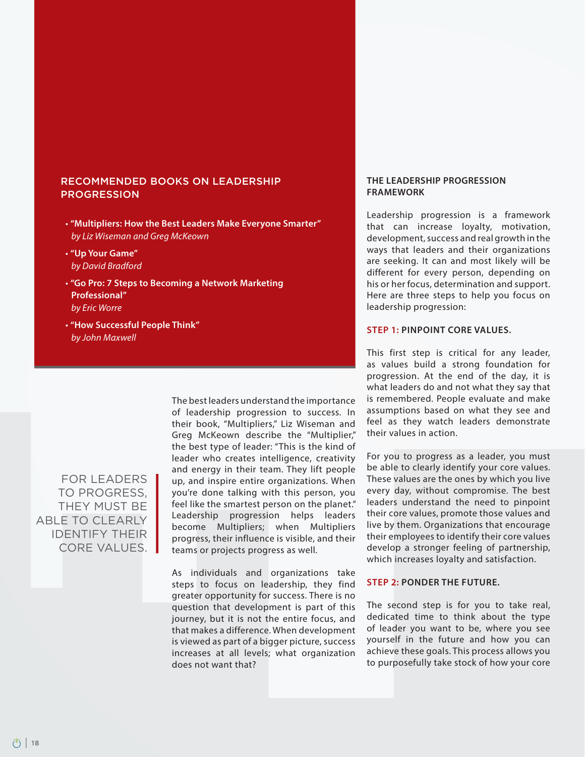## RECOMMENDED BOOKS ON LEADERSHIP PROGRESSION

- **"Multipliers: How the Best Leaders Make Everyone Smarter"**
  *by Liz Wiseman and Greg McKeown*
- **"Up Your Game"**
  *by David Bradford*
- **"Go Pro: 7 Steps to Becoming a Network Marketing Professional"**
  *by Eric Worre*
- **"How Successful People Think"**
  *by John Maxwell*

FOR LEADERS TO PROGRESS, THEY MUST BE ABLE TO CLEARLY IDENTIFY THEIR CORE VALUES.

The best leaders understand the importance of leadership progression to success. In their book, "Multipliers," Liz Wiseman and Greg McKeown describe the "Multiplier," the best type of leader: "This is the kind of leader who creates intelligence, creativity and energy in their team. They lift people up, and inspire entire organizations. When you're done talking with this person, you feel like the smartest person on the planet." Leadership progression helps leaders become Multipliers; when Multipliers progress, their influence is visible, and their teams or projects progress as well.

As individuals and organizations take steps to focus on leadership, they find greater opportunity for success. There is no question that development is part of this journey, but it is not the entire focus, and that makes a difference. When development is viewed as part of a bigger picture, success increases at all levels; what organization does not want that?

### THE LEADERSHIP PROGRESSION FRAMEWORK

Leadership progression is a framework that can increase loyalty, motivation, development, success and real growth in the ways that leaders and their organizations are seeking. It can and most likely will be different for every person, depending on his or her focus, determination and support. Here are three steps to help you focus on leadership progression:

#### STEP 1: PINPOINT CORE VALUES.

This first step is critical for any leader, as values build a strong foundation for progression. At the end of the day, it is what leaders do and not what they say that is remembered. People evaluate and make assumptions based on what they see and feel as they watch leaders demonstrate their values in action.

For you to progress as a leader, you must be able to clearly identify your core values. These values are the ones by which you live every day, without compromise. The best leaders understand the need to pinpoint their core values, promote those values and live by them. Organizations that encourage their employees to identify their core values develop a stronger feeling of partnership, which increases loyalty and satisfaction.

#### STEP 2: PONDER THE FUTURE.

The second step is for you to take real, dedicated time to think about the type of leader you want to be, where you see yourself in the future and how you can achieve these goals. This process allows you to purposefully take stock of how your core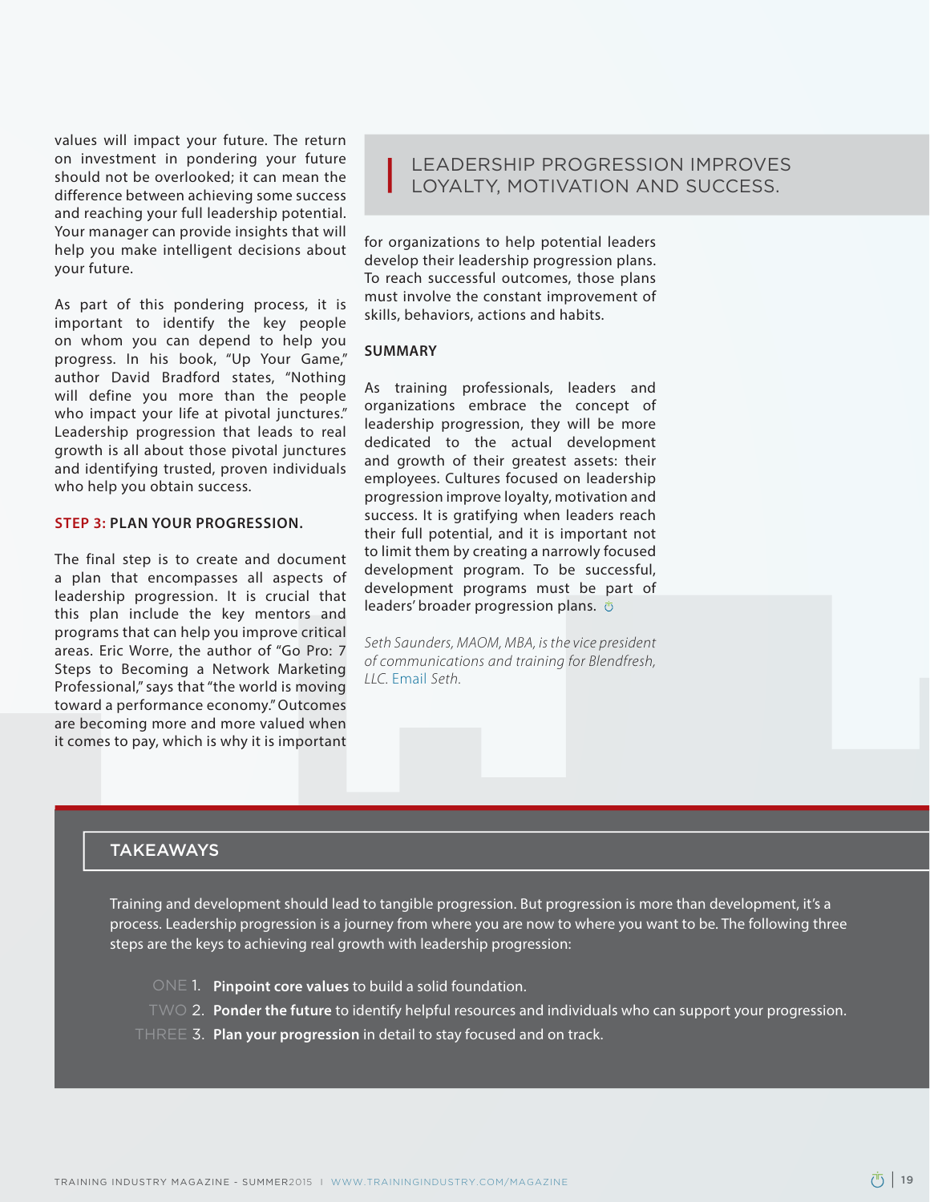values will impact your future. The return on investment in pondering your future should not be overlooked; it can mean the difference between achieving some success and reaching your full leadership potential. Your manager can provide insights that will help you make intelligent decisions about your future.

As part of this pondering process, it is important to identify the key people on whom you can depend to help you progress. In his book, "Up Your Game," author David Bradford states, "Nothing will define you more than the people who impact your life at pivotal junctures." Leadership progression that leads to real growth is all about those pivotal junctures and identifying trusted, proven individuals who help you obtain success.

### STEP 3: PLAN YOUR PROGRESSION.

The final step is to create and document a plan that encompasses all aspects of leadership progression. It is crucial that this plan include the key mentors and programs that can help you improve critical areas. Eric Worre, the author of "Go Pro: 7 Steps to Becoming a Network Marketing Professional," says that "the world is moving toward a performance economy." Outcomes are becoming more and more valued when it comes to pay, which is why it is important for organizations to help potential leaders develop their leadership progression plans. To reach successful outcomes, those plans must involve the constant improvement of skills, behaviors, actions and habits.

> LEADERSHIP PROGRESSION IMPROVES LOYALTY, MOTIVATION AND SUCCESS.

### SUMMARY

As training professionals, leaders and organizations embrace the concept of leadership progression, they will be more dedicated to the actual development and growth of their greatest assets: their employees. Cultures focused on leadership progression improve loyalty, motivation and success. It is gratifying when leaders reach their full potential, and it is important not to limit them by creating a narrowly focused development program. To be successful, development programs must be part of leaders' broader progression plans.

*Seth Saunders, MAOM, MBA, is the vice president of communications and training for Blendfresh, LLC. Email Seth.*

## TAKEAWAYS

Training and development should lead to tangible progression. But progression is more than development, it's a process. Leadership progression is a journey from where you are now to where you want to be. The following three steps are the keys to achieving real growth with leadership progression:

1. **Pinpoint core values** to build a solid foundation.
2. **Ponder the future** to identify helpful resources and individuals who can support your progression.
3. **Plan your progression** in detail to stay focused and on track.